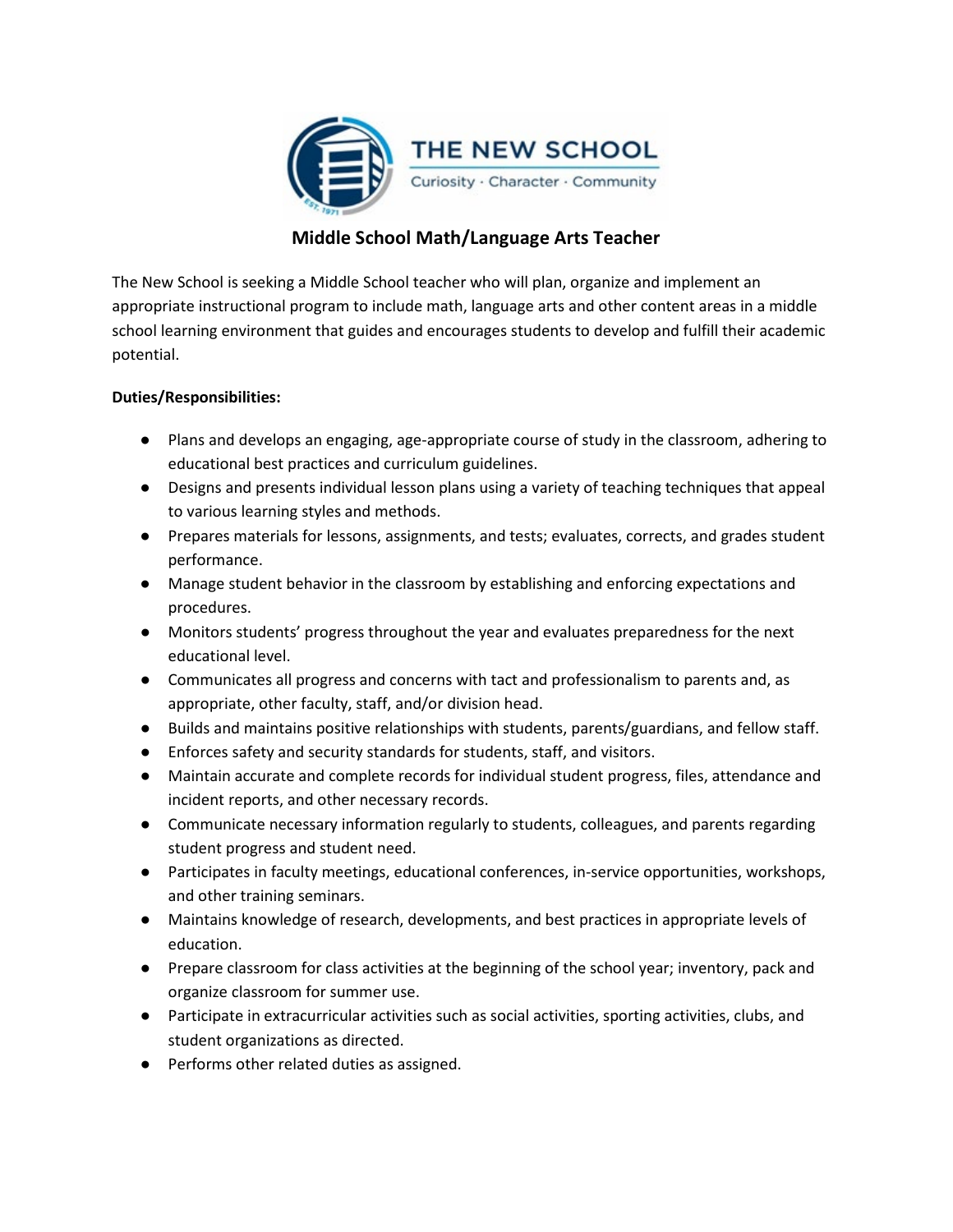THE NEW SCHOOL

Curiosity · Character · Community

# Middle School Math/Language Arts Teacher

The New School is seeking a Middle School teacher who will plan, organize and implement an appropriate instructional program to include math, language arts and other content areas in a middle school learning environment that guides and encourages students to develop and fulfill their academic potential.

**Duties/Responsibilities:**

- Plans and develops an engaging, age-appropriate course of study in the classroom, adhering to educational best practices and curriculum guidelines.
- Designs and presents individual lesson plans using a variety of teaching techniques that appeal to various learning styles and methods.
- Prepares materials for lessons, assignments, and tests; evaluates, corrects, and grades student performance.
- Manage student behavior in the classroom by establishing and enforcing expectations and procedures.
- Monitors students' progress throughout the year and evaluates preparedness for the next educational level.
- Communicates all progress and concerns with tact and professionalism to parents and, as appropriate, other faculty, staff, and/or division head.
- Builds and maintains positive relationships with students, parents/guardians, and fellow staff.
- Enforces safety and security standards for students, staff, and visitors.
- Maintain accurate and complete records for individual student progress, files, attendance and incident reports, and other necessary records.
- Communicate necessary information regularly to students, colleagues, and parents regarding student progress and student need.
- Participates in faculty meetings, educational conferences, in-service opportunities, workshops, and other training seminars.
- Maintains knowledge of research, developments, and best practices in appropriate levels of education.
- Prepare classroom for class activities at the beginning of the school year; inventory, pack and organize classroom for summer use.
- Participate in extracurricular activities such as social activities, sporting activities, clubs, and student organizations as directed.
- Performs other related duties as assigned.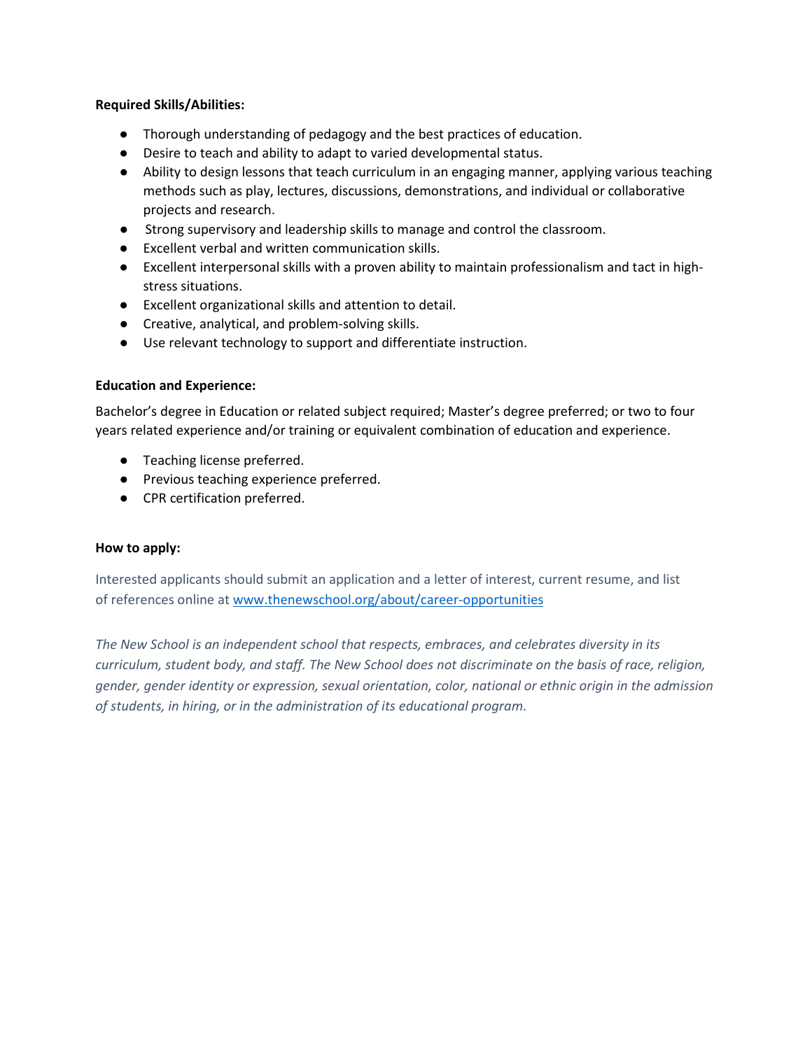**Required Skills/Abilities:**

- Thorough understanding of pedagogy and the best practices of education.
- Desire to teach and ability to adapt to varied developmental status.
- Ability to design lessons that teach curriculum in an engaging manner, applying various teaching methods such as play, lectures, discussions, demonstrations, and individual or collaborative projects and research.
- Strong supervisory and leadership skills to manage and control the classroom.
- Excellent verbal and written communication skills.
- Excellent interpersonal skills with a proven ability to maintain professionalism and tact in high-stress situations.
- Excellent organizational skills and attention to detail.
- Creative, analytical, and problem-solving skills.
- Use relevant technology to support and differentiate instruction.

**Education and Experience:**

Bachelor's degree in Education or related subject required; Master's degree preferred; or two to four years related experience and/or training or equivalent combination of education and experience.

- Teaching license preferred.
- Previous teaching experience preferred.
- CPR certification preferred.

**How to apply:**

Interested applicants should submit an application and a letter of interest, current resume, and list of references online at [www.thenewschool.org/about/career-opportunities](http://www.thenewschool.org/about/career-opportunities)

*The New School is an independent school that respects, embraces, and celebrates diversity in its curriculum, student body, and staff. The New School does not discriminate on the basis of race, religion, gender, gender identity or expression, sexual orientation, color, national or ethnic origin in the admission of students, in hiring, or in the administration of its educational program.*